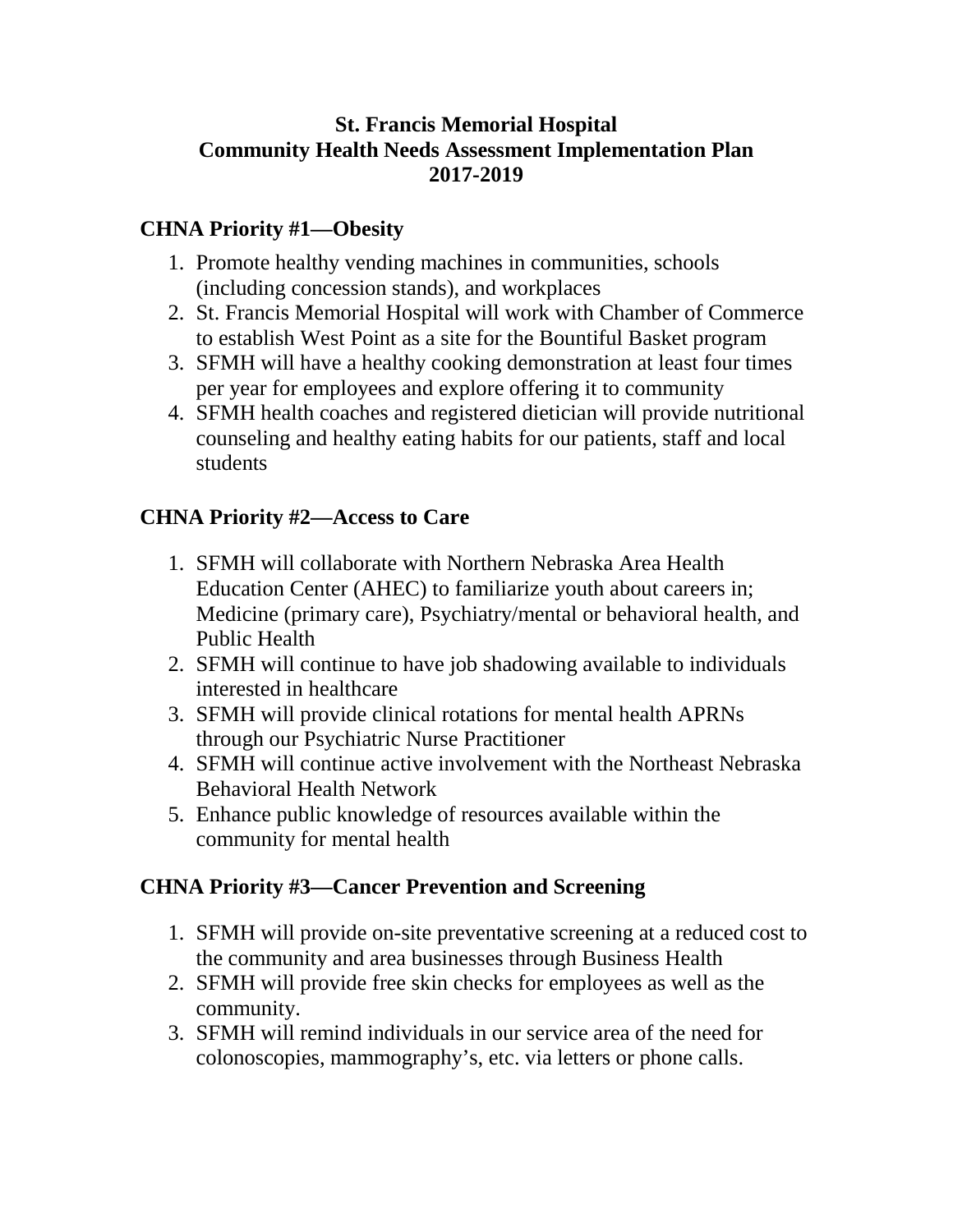# St. Francis Memorial Hospital
# Community Health Needs Assessment Implementation Plan
# 2017-2019

## CHNA Priority #1—Obesity

1. Promote healthy vending machines in communities, schools (including concession stands), and workplaces
2. St. Francis Memorial Hospital will work with Chamber of Commerce to establish West Point as a site for the Bountiful Basket program
3. SFMH will have a healthy cooking demonstration at least four times per year for employees and explore offering it to community
4. SFMH health coaches and registered dietician will provide nutritional counseling and healthy eating habits for our patients, staff and local students

## CHNA Priority #2—Access to Care

1. SFMH will collaborate with Northern Nebraska Area Health Education Center (AHEC) to familiarize youth about careers in; Medicine (primary care), Psychiatry/mental or behavioral health, and Public Health
2. SFMH will continue to have job shadowing available to individuals interested in healthcare
3. SFMH will provide clinical rotations for mental health APRNs through our Psychiatric Nurse Practitioner
4. SFMH will continue active involvement with the Northeast Nebraska Behavioral Health Network
5. Enhance public knowledge of resources available within the community for mental health

## CHNA Priority #3—Cancer Prevention and Screening

1. SFMH will provide on-site preventative screening at a reduced cost to the community and area businesses through Business Health
2. SFMH will provide free skin checks for employees as well as the community.
3. SFMH will remind individuals in our service area of the need for colonoscopies, mammography's, etc. via letters or phone calls.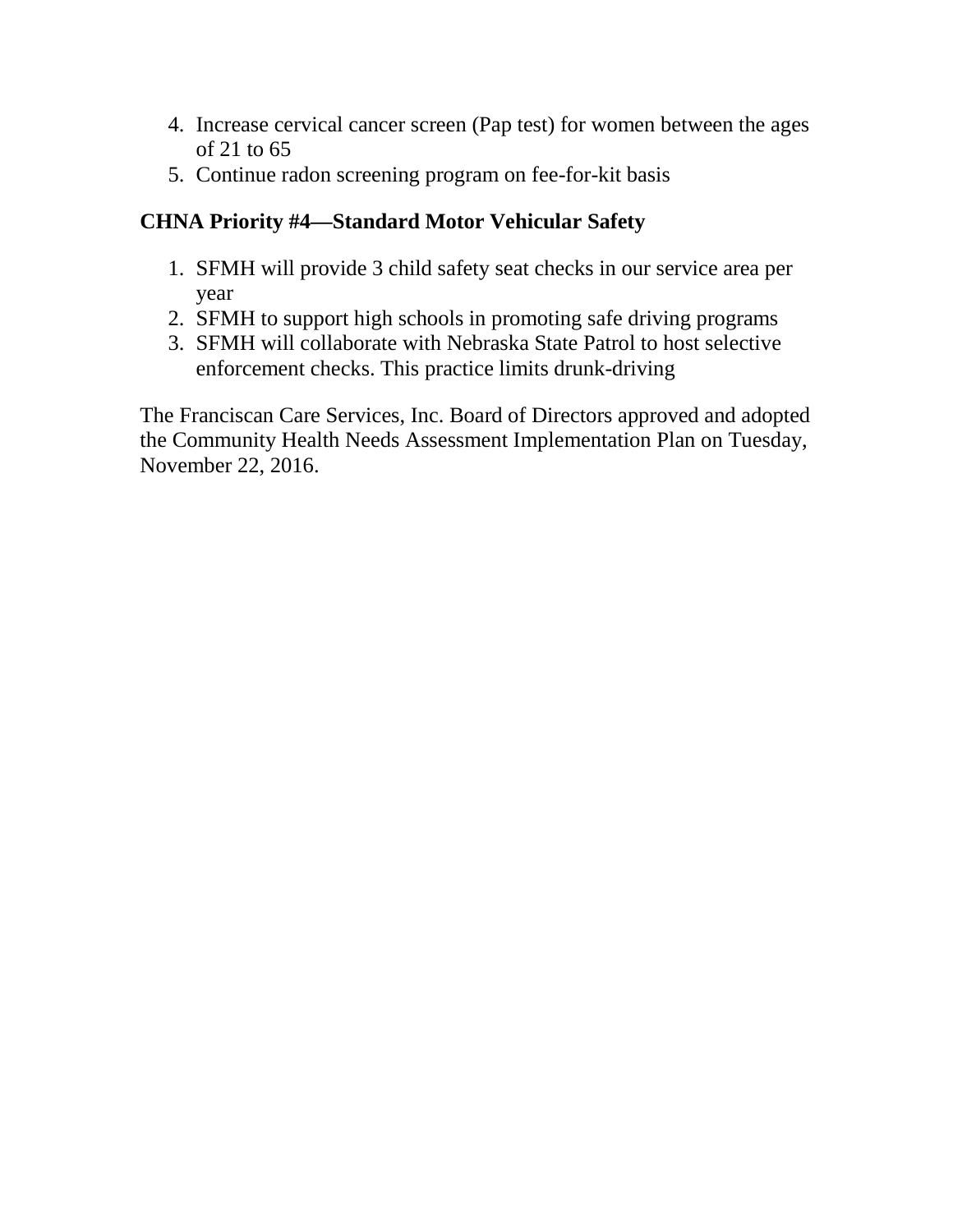4. Increase cervical cancer screen (Pap test) for women between the ages of 21 to 65
5. Continue radon screening program on fee-for-kit basis

**CHNA Priority #4—Standard Motor Vehicular Safety**

1. SFMH will provide 3 child safety seat checks in our service area per year
2. SFMH to support high schools in promoting safe driving programs
3. SFMH will collaborate with Nebraska State Patrol to host selective enforcement checks. This practice limits drunk-driving

The Franciscan Care Services, Inc. Board of Directors approved and adopted the Community Health Needs Assessment Implementation Plan on Tuesday, November 22, 2016.